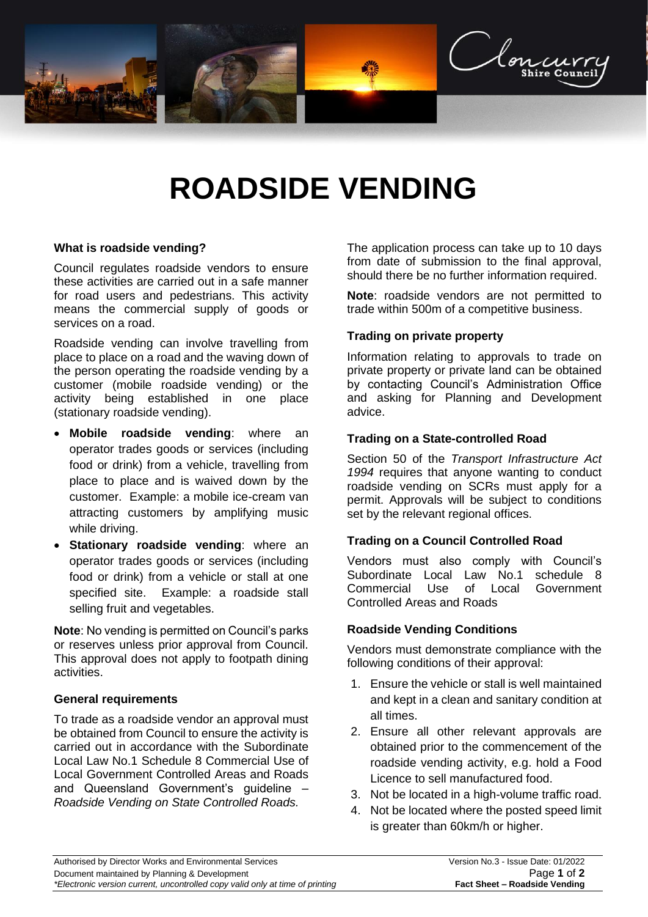# ROADSIDE VENDING

### What is roadside vending?

Council regulates roadside vendors to ensure these activities are carried out in a safe manner for road users and pedestrians. This activity means the commercial supply of goods or services on a road.

Roadside vending can involve travelling from place to place on a road and the waving down of the person operating the roadside vending by a customer (mobile roadside vending) or the activity being established in one place (stationary roadside vending).

- **Mobile roadside vending**: where an operator trades goods or services (including food or drink) from a vehicle, travelling from place to place and is waived down by the customer. Example: a mobile ice-cream van attracting customers by amplifying music while driving.
- **Stationary roadside vending**: where an operator trades goods or services (including food or drink) from a vehicle or stall at one specified site. Example: a roadside stall selling fruit and vegetables.

**Note**: No vending is permitted on Council's parks or reserves unless prior approval from Council. This approval does not apply to footpath dining activities.

### General requirements

To trade as a roadside vendor an approval must be obtained from Council to ensure the activity is carried out in accordance with the Subordinate Local Law No.1 Schedule 8 Commercial Use of Local Government Controlled Areas and Roads and Queensland Government's guideline – *Roadside Vending on State Controlled Roads.*

The application process can take up to 10 days from date of submission to the final approval, should there be no further information required.

**Note**: roadside vendors are not permitted to trade within 500m of a competitive business.

### Trading on private property

Information relating to approvals to trade on private property or private land can be obtained by contacting Council's Administration Office and asking for Planning and Development advice.

### Trading on a State-controlled Road

Section 50 of the *Transport Infrastructure Act 1994* requires that anyone wanting to conduct roadside vending on SCRs must apply for a permit. Approvals will be subject to conditions set by the relevant regional offices.

### Trading on a Council Controlled Road

Vendors must also comply with Council's Subordinate Local Law No.1 schedule 8 Commercial Use of Local Government Controlled Areas and Roads

### Roadside Vending Conditions

Vendors must demonstrate compliance with the following conditions of their approval:

1. Ensure the vehicle or stall is well maintained and kept in a clean and sanitary condition at all times.
2. Ensure all other relevant approvals are obtained prior to the commencement of the roadside vending activity, e.g. hold a Food Licence to sell manufactured food.
3. Not be located in a high-volume traffic road.
4. Not be located where the posted speed limit is greater than 60km/h or higher.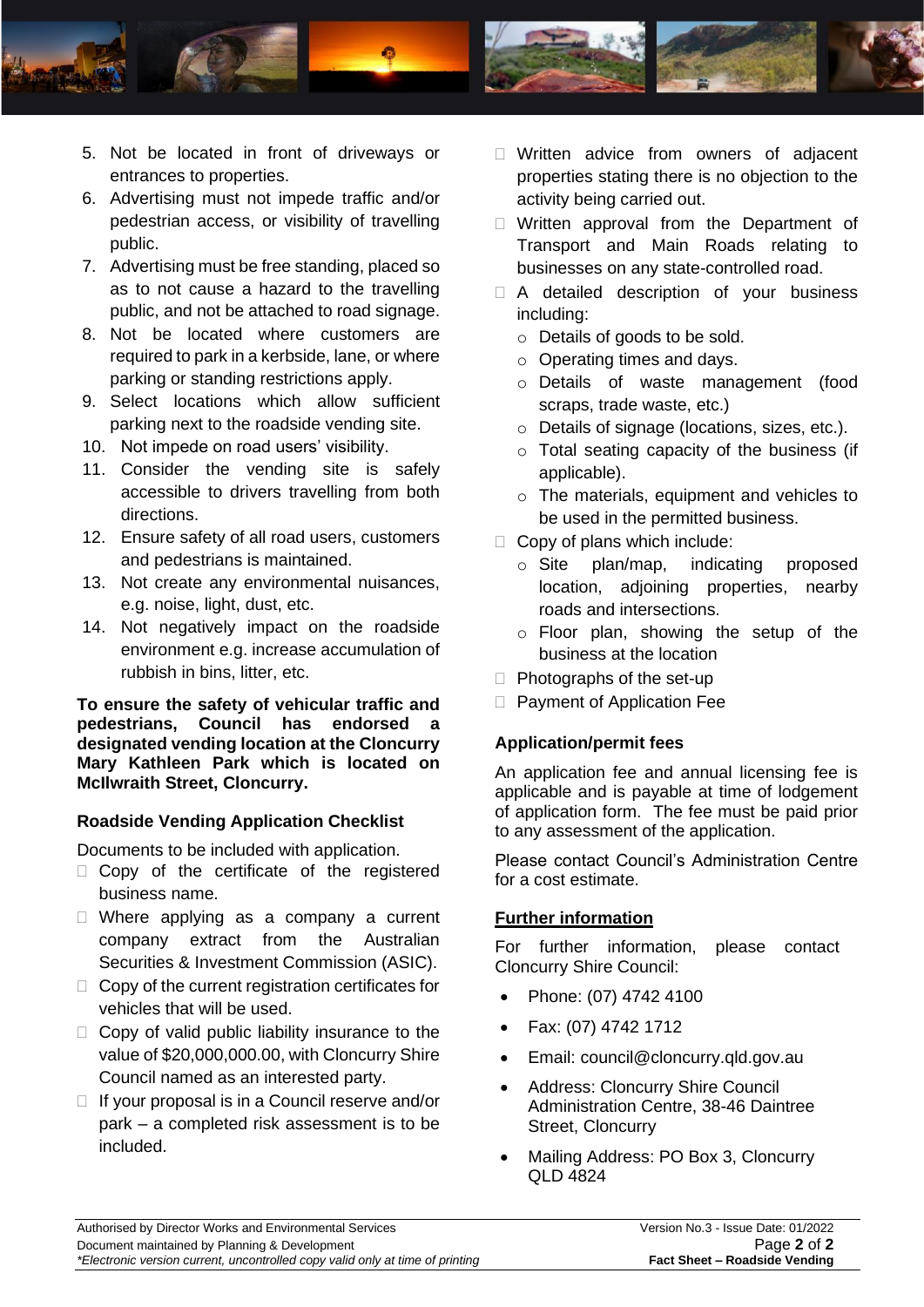5. Not be located in front of driveways or entrances to properties.
6. Advertising must not impede traffic and/or pedestrian access, or visibility of travelling public.
7. Advertising must be free standing, placed so as to not cause a hazard to the travelling public, and not be attached to road signage.
8. Not be located where customers are required to park in a kerbside, lane, or where parking or standing restrictions apply.
9. Select locations which allow sufficient parking next to the roadside vending site.
10. Not impede on road users' visibility.
11. Consider the vending site is safely accessible to drivers travelling from both directions.
12. Ensure safety of all road users, customers and pedestrians is maintained.
13. Not create any environmental nuisances, e.g. noise, light, dust, etc.
14. Not negatively impact on the roadside environment e.g. increase accumulation of rubbish in bins, litter, etc.

**To ensure the safety of vehicular traffic and pedestrians, Council has endorsed a designated vending location at the Cloncurry Mary Kathleen Park which is located on McIlwraith Street, Cloncurry.**

### Roadside Vending Application Checklist

Documents to be included with application.

- ☐ Copy of the certificate of the registered business name.
- ☐ Where applying as a company a current company extract from the Australian Securities & Investment Commission (ASIC).
- ☐ Copy of the current registration certificates for vehicles that will be used.
- ☐ Copy of valid public liability insurance to the value of $20,000,000.00, with Cloncurry Shire Council named as an interested party.
- ☐ If your proposal is in a Council reserve and/or park – a completed risk assessment is to be included.
- ☐ Written advice from owners of adjacent properties stating there is no objection to the activity being carried out.
- ☐ Written approval from the Department of Transport and Main Roads relating to businesses on any state-controlled road.
- ☐ A detailed description of your business including:
  - Details of goods to be sold.
  - Operating times and days.
  - Details of waste management (food scraps, trade waste, etc.)
  - Details of signage (locations, sizes, etc.).
  - Total seating capacity of the business (if applicable).
  - The materials, equipment and vehicles to be used in the permitted business.
- ☐ Copy of plans which include:
  - Site plan/map, indicating proposed location, adjoining properties, nearby roads and intersections.
  - Floor plan, showing the setup of the business at the location
- ☐ Photographs of the set-up
- ☐ Payment of Application Fee

### Application/permit fees

An application fee and annual licensing fee is applicable and is payable at time of lodgement of application form. The fee must be paid prior to any assessment of the application.

Please contact Council's Administration Centre for a cost estimate.

### Further information

For further information, please contact Cloncurry Shire Council:

- Phone: (07) 4742 4100
- Fax: (07) 4742 1712
- Email: council@cloncurry.qld.gov.au
- Address: Cloncurry Shire Council Administration Centre, 38-46 Daintree Street, Cloncurry
- Mailing Address: PO Box 3, Cloncurry QLD 4824